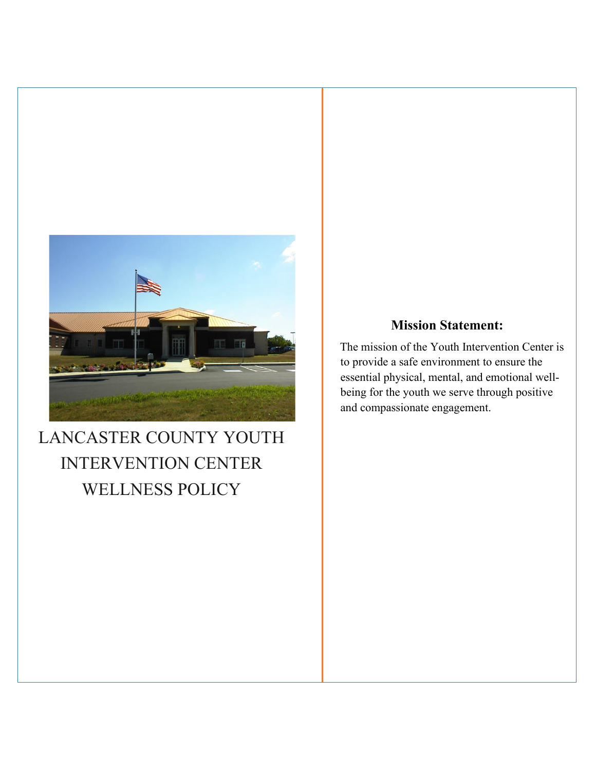# LANCASTER COUNTY YOUTH INTERVENTION CENTER WELLNESS POLICY

**Mission Statement:**

The mission of the Youth Intervention Center is to provide a safe environment to ensure the essential physical, mental, and emotional well-being for the youth we serve through positive and compassionate engagement.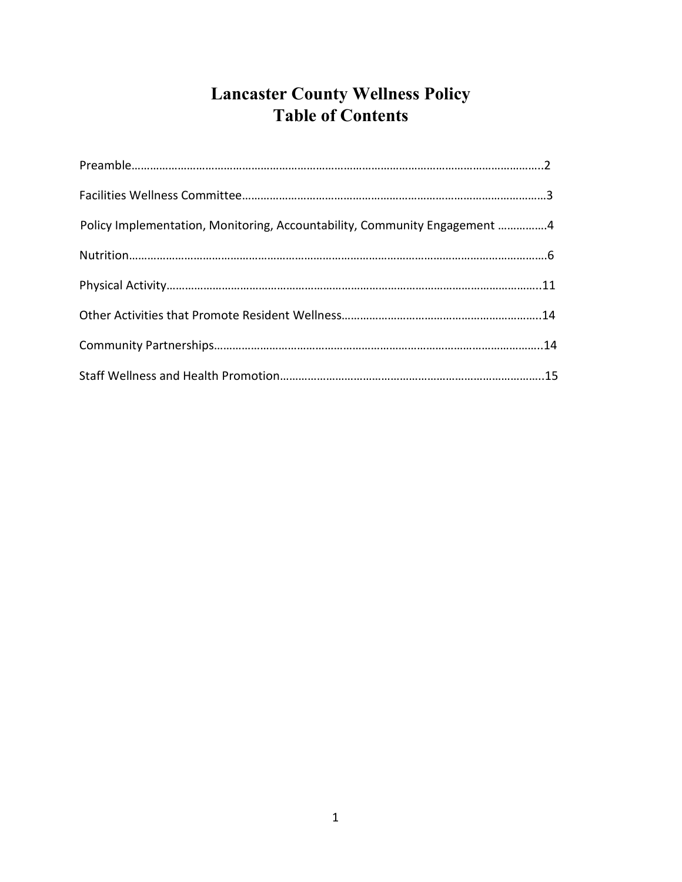# Lancaster County Wellness Policy
# Table of Contents

Preamble……………………………………………………………………………………………………………………..2

Facilities Wellness Committee……………………………………………………………………………………3

Policy Implementation, Monitoring, Accountability, Community Engagement …………….4

Nutrition……………………………………………………………………………………………………………………6

Physical Activity…………………………………………………………………………………………………….11

Other Activities that Promote Resident Wellness………………………………………………………..14

Community Partnerships……………………………………………………………………………………………..14

Staff Wellness and Health Promotion……………………………………………………………………………15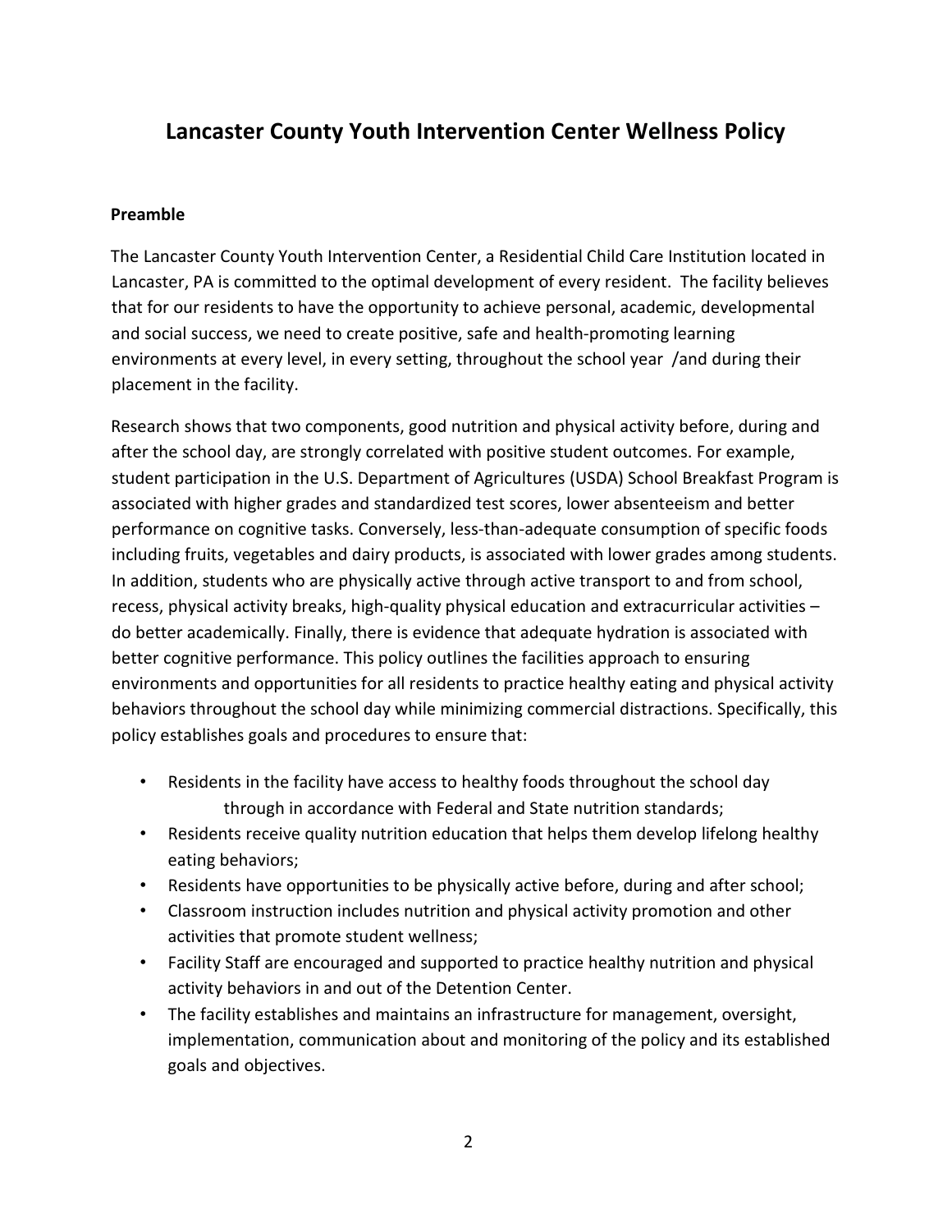# Lancaster County Youth Intervention Center Wellness Policy

## Preamble

The Lancaster County Youth Intervention Center, a Residential Child Care Institution located in Lancaster, PA is committed to the optimal development of every resident. The facility believes that for our residents to have the opportunity to achieve personal, academic, developmental and social success, we need to create positive, safe and health-promoting learning environments at every level, in every setting, throughout the school year /and during their placement in the facility.

Research shows that two components, good nutrition and physical activity before, during and after the school day, are strongly correlated with positive student outcomes. For example, student participation in the U.S. Department of Agricultures (USDA) School Breakfast Program is associated with higher grades and standardized test scores, lower absenteeism and better performance on cognitive tasks. Conversely, less-than-adequate consumption of specific foods including fruits, vegetables and dairy products, is associated with lower grades among students. In addition, students who are physically active through active transport to and from school, recess, physical activity breaks, high-quality physical education and extracurricular activities – do better academically. Finally, there is evidence that adequate hydration is associated with better cognitive performance. This policy outlines the facilities approach to ensuring environments and opportunities for all residents to practice healthy eating and physical activity behaviors throughout the school day while minimizing commercial distractions. Specifically, this policy establishes goals and procedures to ensure that:

- Residents in the facility have access to healthy foods throughout the school day through in accordance with Federal and State nutrition standards;
- Residents receive quality nutrition education that helps them develop lifelong healthy eating behaviors;
- Residents have opportunities to be physically active before, during and after school;
- Classroom instruction includes nutrition and physical activity promotion and other activities that promote student wellness;
- Facility Staff are encouraged and supported to practice healthy nutrition and physical activity behaviors in and out of the Detention Center.
- The facility establishes and maintains an infrastructure for management, oversight, implementation, communication about and monitoring of the policy and its established goals and objectives.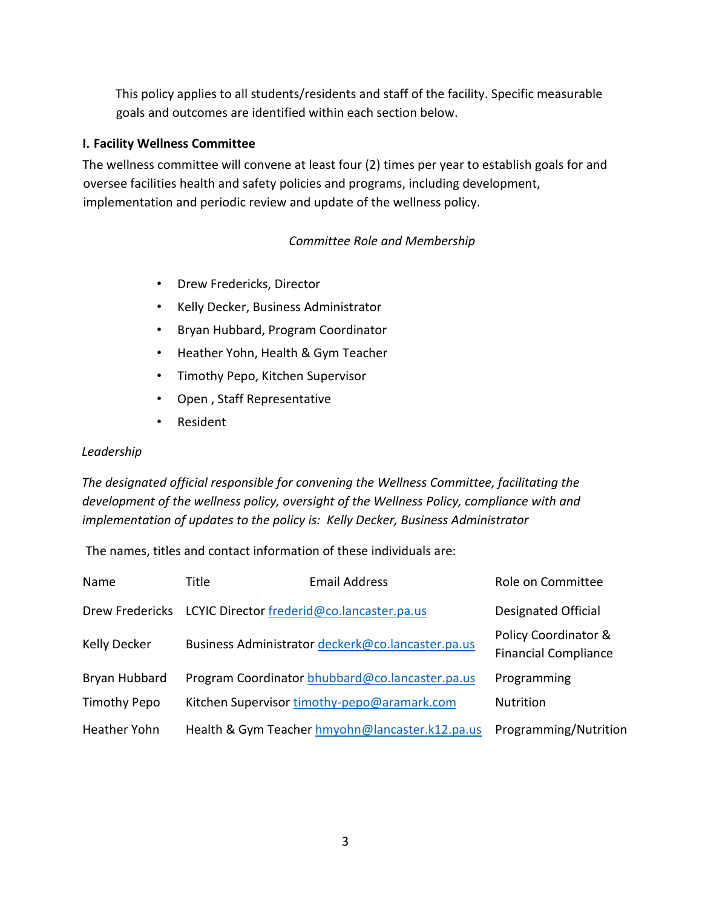This policy applies to all students/residents and staff of the facility. Specific measurable goals and outcomes are identified within each section below.

**I. Facility Wellness Committee**

The wellness committee will convene at least four (2) times per year to establish goals for and oversee facilities health and safety policies and programs, including development, implementation and periodic review and update of the wellness policy.

*Committee Role and Membership*

- Drew Fredericks, Director
- Kelly Decker, Business Administrator
- Bryan Hubbard, Program Coordinator
- Heather Yohn, Health & Gym Teacher
- Timothy Pepo, Kitchen Supervisor
- Open , Staff Representative
- Resident

*Leadership*

*The designated official responsible for convening the Wellness Committee, facilitating the development of the wellness policy, oversight of the Wellness Policy, compliance with and implementation of updates to the policy is: Kelly Decker, Business Administrator*

The names, titles and contact information of these individuals are:

| Name | Title | Email Address | Role on Committee |
|---|---|---|---|
| Drew Fredericks | LCYIC Director | frederid@co.lancaster.pa.us | Designated Official |
| Kelly Decker | Business Administrator | deckerk@co.lancaster.pa.us | Policy Coordinator & Financial Compliance |
| Bryan Hubbard | Program Coordinator | bhubbard@co.lancaster.pa.us | Programming |
| Timothy Pepo | Kitchen Supervisor | timothy-pepo@aramark.com | Nutrition |
| Heather Yohn | Health & Gym Teacher | hmyohn@lancaster.k12.pa.us | Programming/Nutrition |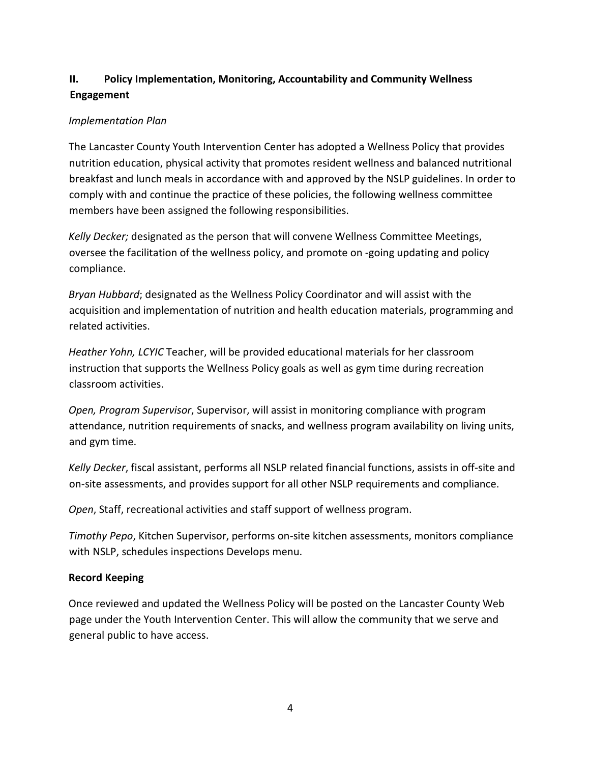## II. Policy Implementation, Monitoring, Accountability and Community Wellness Engagement

*Implementation Plan*

The Lancaster County Youth Intervention Center has adopted a Wellness Policy that provides nutrition education, physical activity that promotes resident wellness and balanced nutritional breakfast and lunch meals in accordance with and approved by the NSLP guidelines. In order to comply with and continue the practice of these policies, the following wellness committee members have been assigned the following responsibilities.

*Kelly Decker;* designated as the person that will convene Wellness Committee Meetings, oversee the facilitation of the wellness policy, and promote on -going updating and policy compliance.

*Bryan Hubbard*; designated as the Wellness Policy Coordinator and will assist with the acquisition and implementation of nutrition and health education materials, programming and related activities.

*Heather Yohn, LCYIC* Teacher, will be provided educational materials for her classroom instruction that supports the Wellness Policy goals as well as gym time during recreation classroom activities.

*Open, Program Supervisor*, Supervisor, will assist in monitoring compliance with program attendance, nutrition requirements of snacks, and wellness program availability on living units, and gym time.

*Kelly Decker*, fiscal assistant, performs all NSLP related financial functions, assists in off-site and on-site assessments, and provides support for all other NSLP requirements and compliance.

*Open*, Staff, recreational activities and staff support of wellness program.

*Timothy Pepo*, Kitchen Supervisor, performs on-site kitchen assessments, monitors compliance with NSLP, schedules inspections Develops menu.

**Record Keeping**

Once reviewed and updated the Wellness Policy will be posted on the Lancaster County Web page under the Youth Intervention Center. This will allow the community that we serve and general public to have access.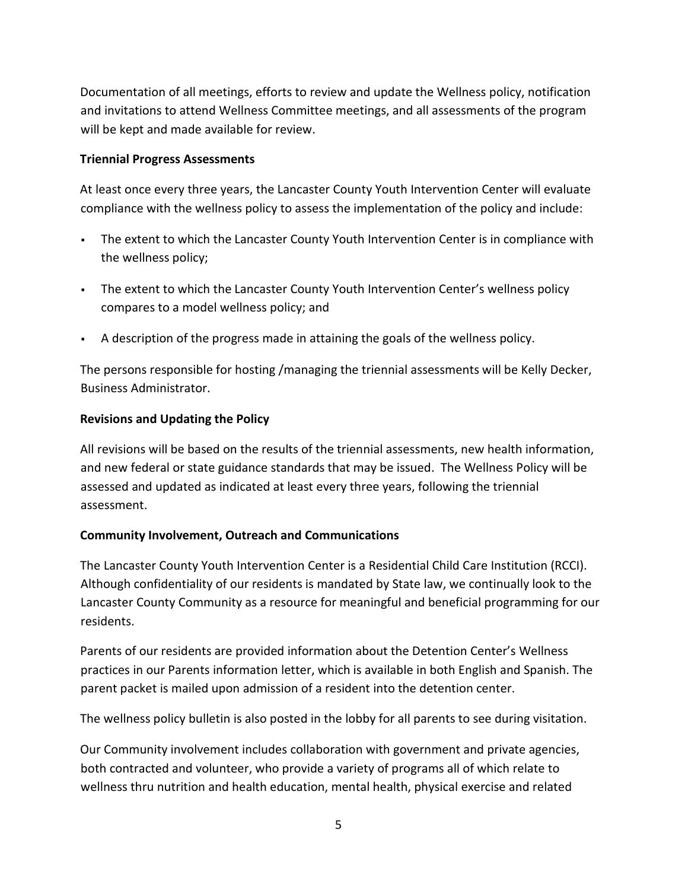Documentation of all meetings, efforts to review and update the Wellness policy, notification and invitations to attend Wellness Committee meetings, and all assessments of the program will be kept and made available for review.

**Triennial Progress Assessments**

At least once every three years, the Lancaster County Youth Intervention Center will evaluate compliance with the wellness policy to assess the implementation of the policy and include:

- The extent to which the Lancaster County Youth Intervention Center is in compliance with the wellness policy;
- The extent to which the Lancaster County Youth Intervention Center's wellness policy compares to a model wellness policy; and
- A description of the progress made in attaining the goals of the wellness policy.

The persons responsible for hosting /managing the triennial assessments will be Kelly Decker, Business Administrator.

**Revisions and Updating the Policy**

All revisions will be based on the results of the triennial assessments, new health information, and new federal or state guidance standards that may be issued. The Wellness Policy will be assessed and updated as indicated at least every three years, following the triennial assessment.

**Community Involvement, Outreach and Communications**

The Lancaster County Youth Intervention Center is a Residential Child Care Institution (RCCI). Although confidentiality of our residents is mandated by State law, we continually look to the Lancaster County Community as a resource for meaningful and beneficial programming for our residents.

Parents of our residents are provided information about the Detention Center's Wellness practices in our Parents information letter, which is available in both English and Spanish. The parent packet is mailed upon admission of a resident into the detention center.

The wellness policy bulletin is also posted in the lobby for all parents to see during visitation.

Our Community involvement includes collaboration with government and private agencies, both contracted and volunteer, who provide a variety of programs all of which relate to wellness thru nutrition and health education, mental health, physical exercise and related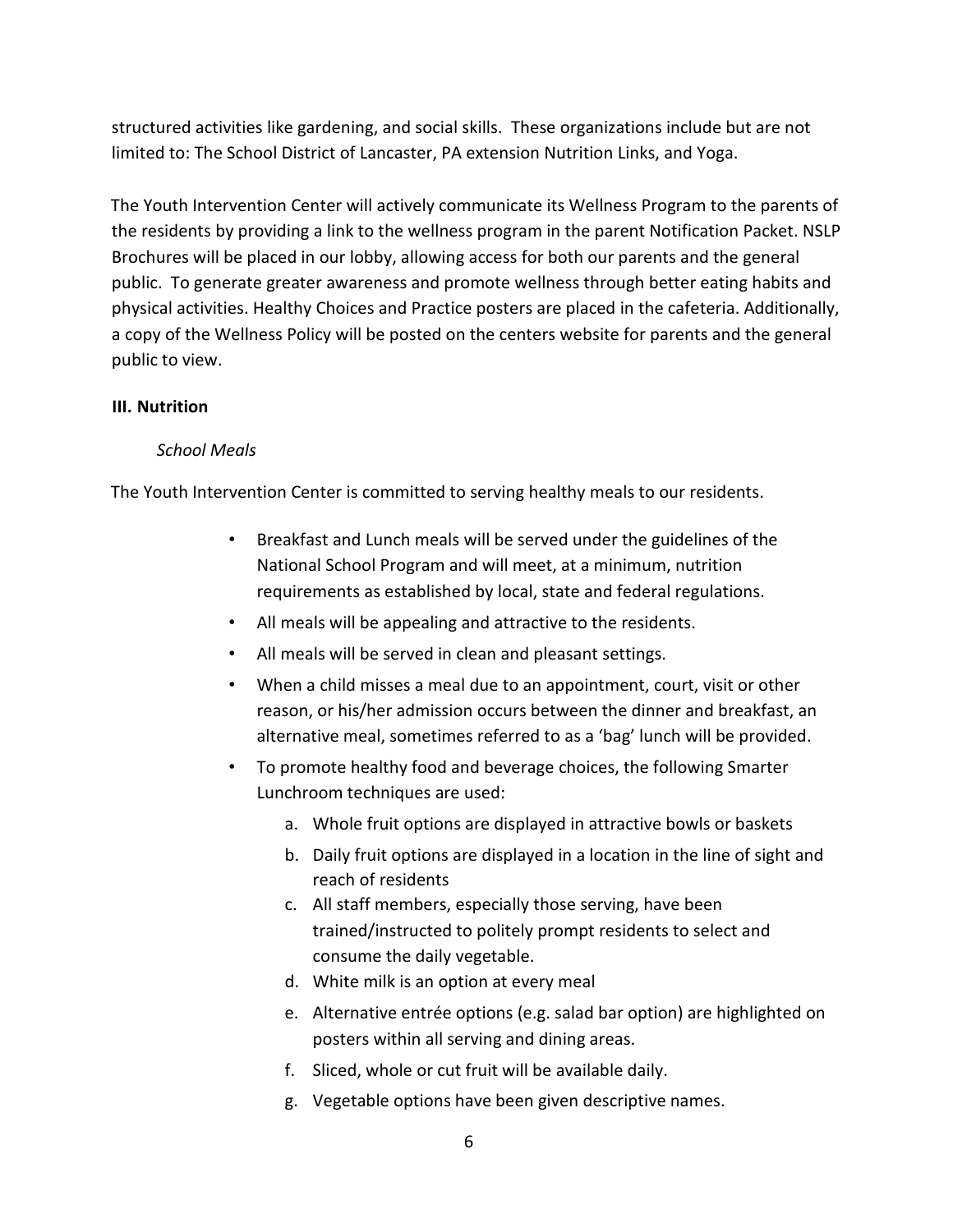structured activities like gardening, and social skills. These organizations include but are not limited to: The School District of Lancaster, PA extension Nutrition Links, and Yoga.

The Youth Intervention Center will actively communicate its Wellness Program to the parents of the residents by providing a link to the wellness program in the parent Notification Packet. NSLP Brochures will be placed in our lobby, allowing access for both our parents and the general public. To generate greater awareness and promote wellness through better eating habits and physical activities. Healthy Choices and Practice posters are placed in the cafeteria. Additionally, a copy of the Wellness Policy will be posted on the centers website for parents and the general public to view.

## III. Nutrition

### *School Meals*

The Youth Intervention Center is committed to serving healthy meals to our residents.

- Breakfast and Lunch meals will be served under the guidelines of the National School Program and will meet, at a minimum, nutrition requirements as established by local, state and federal regulations.
- All meals will be appealing and attractive to the residents.
- All meals will be served in clean and pleasant settings.
- When a child misses a meal due to an appointment, court, visit or other reason, or his/her admission occurs between the dinner and breakfast, an alternative meal, sometimes referred to as a 'bag' lunch will be provided.
- To promote healthy food and beverage choices, the following Smarter Lunchroom techniques are used:
    a. Whole fruit options are displayed in attractive bowls or baskets
    b. Daily fruit options are displayed in a location in the line of sight and reach of residents
    c. All staff members, especially those serving, have been trained/instructed to politely prompt residents to select and consume the daily vegetable.
    d. White milk is an option at every meal
    e. Alternative entrée options (e.g. salad bar option) are highlighted on posters within all serving and dining areas.
    f. Sliced, whole or cut fruit will be available daily.
    g. Vegetable options have been given descriptive names.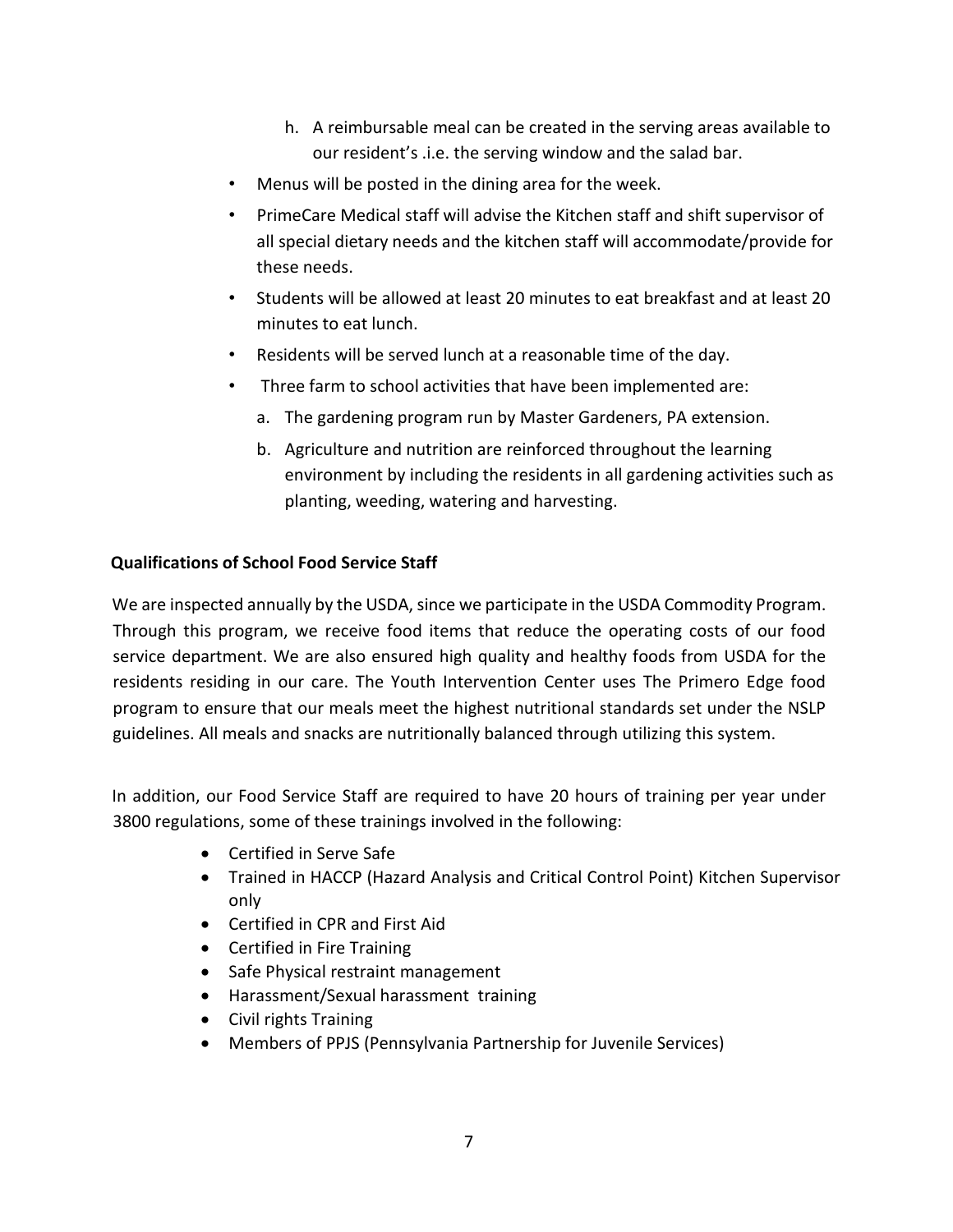h. A reimbursable meal can be created in the serving areas available to our resident's .i.e. the serving window and the salad bar.

- Menus will be posted in the dining area for the week.
- PrimeCare Medical staff will advise the Kitchen staff and shift supervisor of all special dietary needs and the kitchen staff will accommodate/provide for these needs.
- Students will be allowed at least 20 minutes to eat breakfast and at least 20 minutes to eat lunch.
- Residents will be served lunch at a reasonable time of the day.
- Three farm to school activities that have been implemented are:
  a. The gardening program run by Master Gardeners, PA extension.
  b. Agriculture and nutrition are reinforced throughout the learning environment by including the residents in all gardening activities such as planting, weeding, watering and harvesting.

**Qualifications of School Food Service Staff**

We are inspected annually by the USDA, since we participate in the USDA Commodity Program. Through this program, we receive food items that reduce the operating costs of our food service department. We are also ensured high quality and healthy foods from USDA for the residents residing in our care. The Youth Intervention Center uses The Primero Edge food program to ensure that our meals meet the highest nutritional standards set under the NSLP guidelines. All meals and snacks are nutritionally balanced through utilizing this system.

In addition, our Food Service Staff are required to have 20 hours of training per year under 3800 regulations, some of these trainings involved in the following:

- Certified in Serve Safe
- Trained in HACCP (Hazard Analysis and Critical Control Point) Kitchen Supervisor only
- Certified in CPR and First Aid
- Certified in Fire Training
- Safe Physical restraint management
- Harassment/Sexual harassment training
- Civil rights Training
- Members of PPJS (Pennsylvania Partnership for Juvenile Services)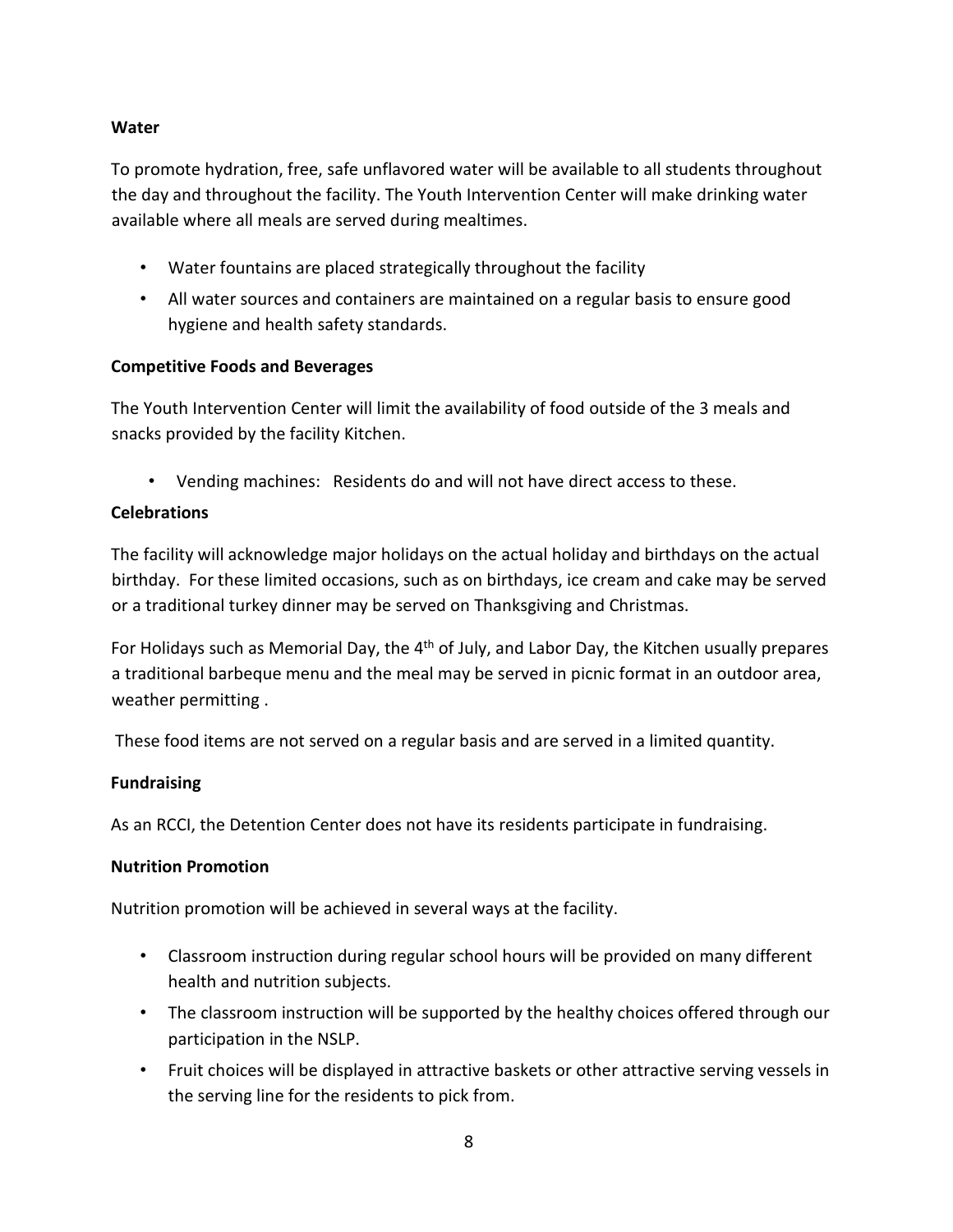**Water**

To promote hydration, free, safe unflavored water will be available to all students throughout the day and throughout the facility. The Youth Intervention Center will make drinking water available where all meals are served during mealtimes.

- Water fountains are placed strategically throughout the facility
- All water sources and containers are maintained on a regular basis to ensure good hygiene and health safety standards.

**Competitive Foods and Beverages**

The Youth Intervention Center will limit the availability of food outside of the 3 meals and snacks provided by the facility Kitchen.

- Vending machines: Residents do and will not have direct access to these.

**Celebrations**

The facility will acknowledge major holidays on the actual holiday and birthdays on the actual birthday. For these limited occasions, such as on birthdays, ice cream and cake may be served or a traditional turkey dinner may be served on Thanksgiving and Christmas.

For Holidays such as Memorial Day, the 4th of July, and Labor Day, the Kitchen usually prepares a traditional barbeque menu and the meal may be served in picnic format in an outdoor area, weather permitting .

These food items are not served on a regular basis and are served in a limited quantity.

**Fundraising**

As an RCCI, the Detention Center does not have its residents participate in fundraising.

**Nutrition Promotion**

Nutrition promotion will be achieved in several ways at the facility.

- Classroom instruction during regular school hours will be provided on many different health and nutrition subjects.
- The classroom instruction will be supported by the healthy choices offered through our participation in the NSLP.
- Fruit choices will be displayed in attractive baskets or other attractive serving vessels in the serving line for the residents to pick from.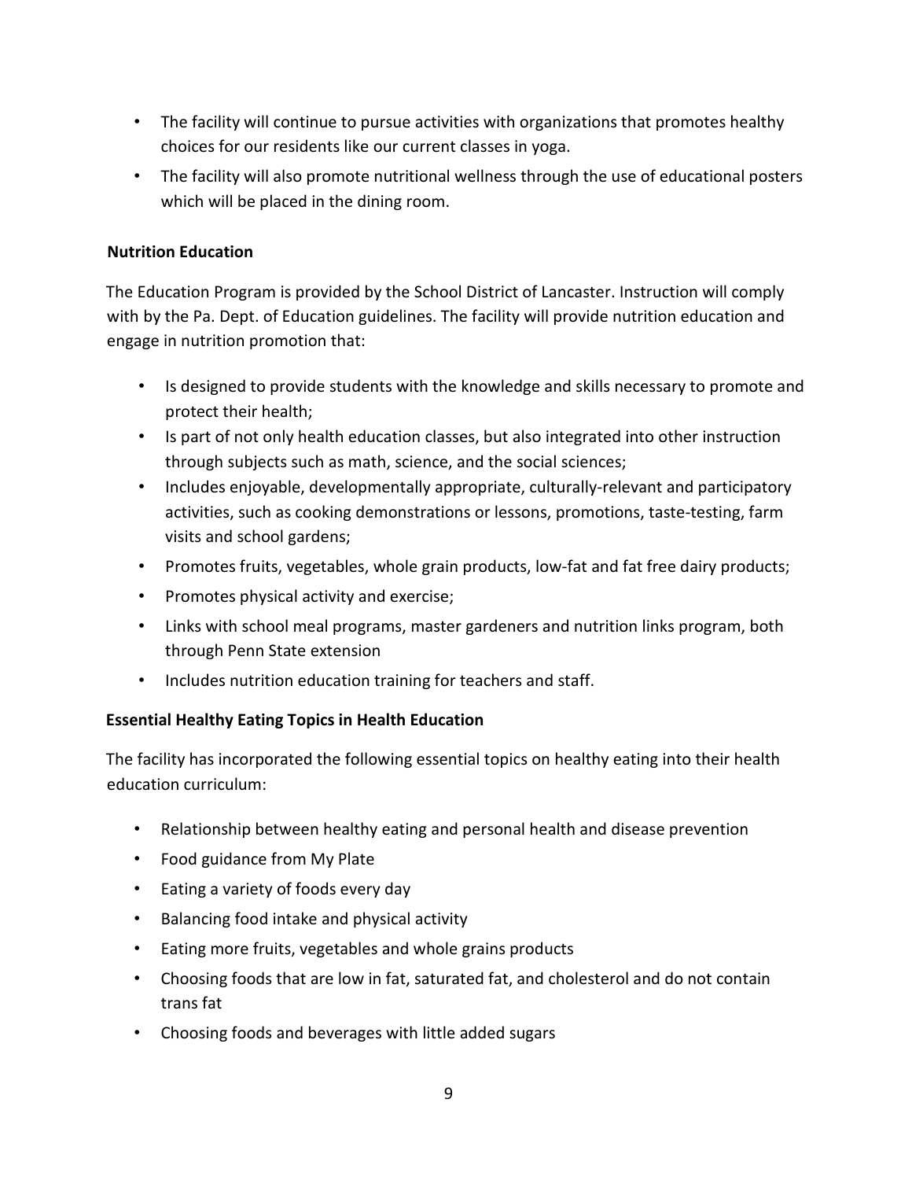- The facility will continue to pursue activities with organizations that promotes healthy choices for our residents like our current classes in yoga.
- The facility will also promote nutritional wellness through the use of educational posters which will be placed in the dining room.

**Nutrition Education**

The Education Program is provided by the School District of Lancaster. Instruction will comply with by the Pa. Dept. of Education guidelines. The facility will provide nutrition education and engage in nutrition promotion that:

- Is designed to provide students with the knowledge and skills necessary to promote and protect their health;
- Is part of not only health education classes, but also integrated into other instruction through subjects such as math, science, and the social sciences;
- Includes enjoyable, developmentally appropriate, culturally-relevant and participatory activities, such as cooking demonstrations or lessons, promotions, taste-testing, farm visits and school gardens;
- Promotes fruits, vegetables, whole grain products, low-fat and fat free dairy products;
- Promotes physical activity and exercise;
- Links with school meal programs, master gardeners and nutrition links program, both through Penn State extension
- Includes nutrition education training for teachers and staff.

**Essential Healthy Eating Topics in Health Education**

The facility has incorporated the following essential topics on healthy eating into their health education curriculum:

- Relationship between healthy eating and personal health and disease prevention
- Food guidance from My Plate
- Eating a variety of foods every day
- Balancing food intake and physical activity
- Eating more fruits, vegetables and whole grains products
- Choosing foods that are low in fat, saturated fat, and cholesterol and do not contain trans fat
- Choosing foods and beverages with little added sugars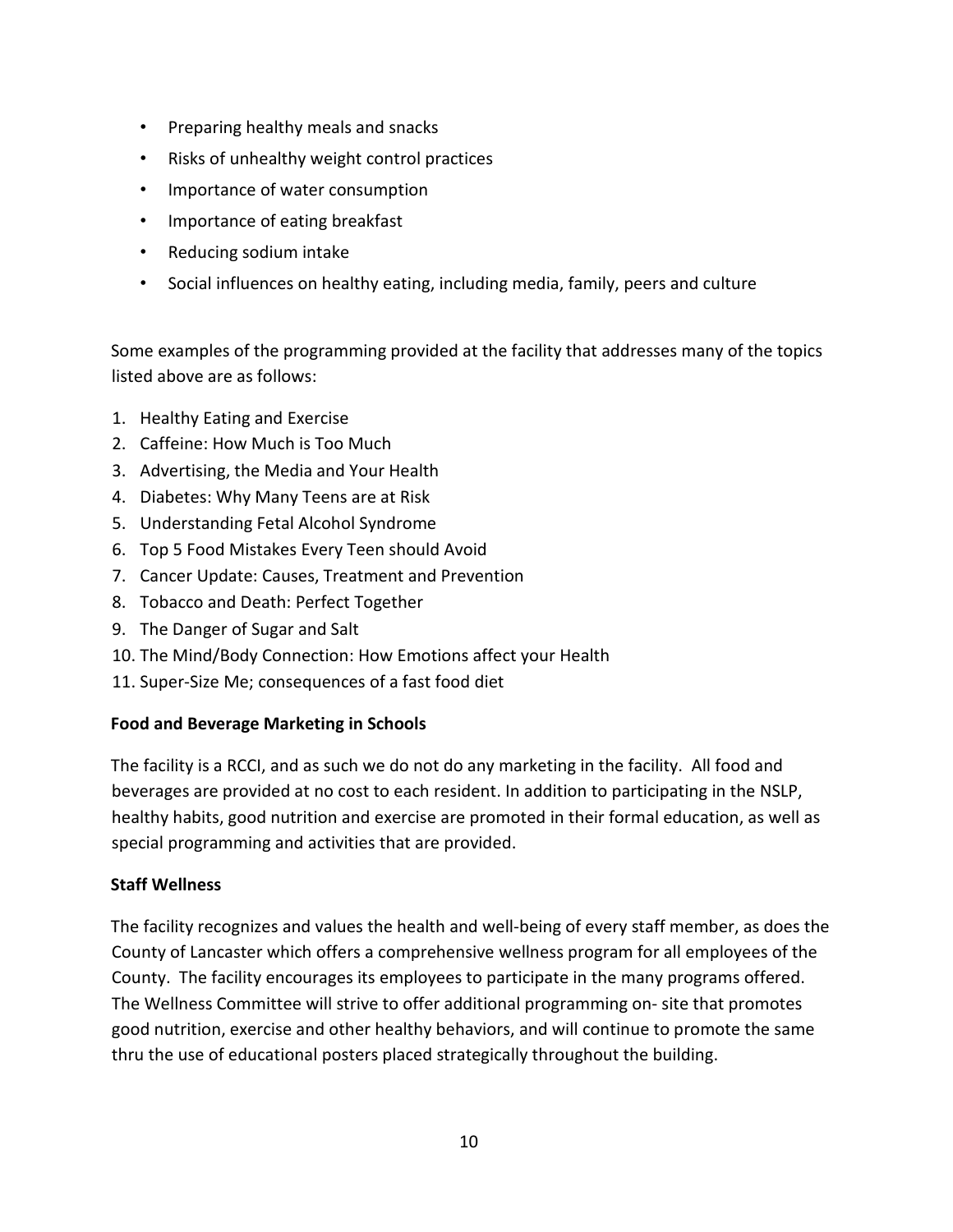- Preparing healthy meals and snacks
- Risks of unhealthy weight control practices
- Importance of water consumption
- Importance of eating breakfast
- Reducing sodium intake
- Social influences on healthy eating, including media, family, peers and culture

Some examples of the programming provided at the facility that addresses many of the topics listed above are as follows:

1. Healthy Eating and Exercise
2. Caffeine: How Much is Too Much
3. Advertising, the Media and Your Health
4. Diabetes: Why Many Teens are at Risk
5. Understanding Fetal Alcohol Syndrome
6. Top 5 Food Mistakes Every Teen should Avoid
7. Cancer Update: Causes, Treatment and Prevention
8. Tobacco and Death: Perfect Together
9. The Danger of Sugar and Salt
10. The Mind/Body Connection: How Emotions affect your Health
11. Super-Size Me; consequences of a fast food diet

**Food and Beverage Marketing in Schools**

The facility is a RCCI, and as such we do not do any marketing in the facility. All food and beverages are provided at no cost to each resident. In addition to participating in the NSLP, healthy habits, good nutrition and exercise are promoted in their formal education, as well as special programming and activities that are provided.

**Staff Wellness**

The facility recognizes and values the health and well-being of every staff member, as does the County of Lancaster which offers a comprehensive wellness program for all employees of the County. The facility encourages its employees to participate in the many programs offered. The Wellness Committee will strive to offer additional programming on- site that promotes good nutrition, exercise and other healthy behaviors, and will continue to promote the same thru the use of educational posters placed strategically throughout the building.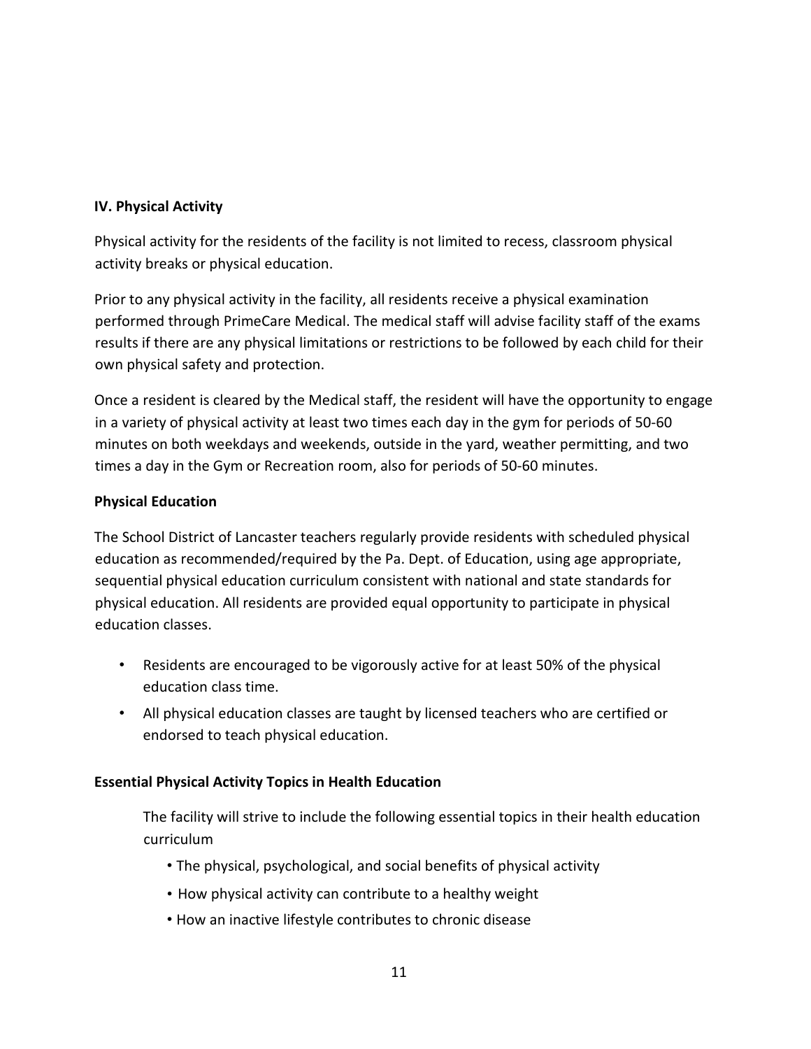## IV. Physical Activity

Physical activity for the residents of the facility is not limited to recess, classroom physical activity breaks or physical education.

Prior to any physical activity in the facility, all residents receive a physical examination performed through PrimeCare Medical. The medical staff will advise facility staff of the exams results if there are any physical limitations or restrictions to be followed by each child for their own physical safety and protection.

Once a resident is cleared by the Medical staff, the resident will have the opportunity to engage in a variety of physical activity at least two times each day in the gym for periods of 50-60 minutes on both weekdays and weekends, outside in the yard, weather permitting, and two times a day in the Gym or Recreation room, also for periods of 50-60 minutes.

### Physical Education

The School District of Lancaster teachers regularly provide residents with scheduled physical education as recommended/required by the Pa. Dept. of Education, using age appropriate, sequential physical education curriculum consistent with national and state standards for physical education. All residents are provided equal opportunity to participate in physical education classes.

- Residents are encouraged to be vigorously active for at least 50% of the physical education class time.
- All physical education classes are taught by licensed teachers who are certified or endorsed to teach physical education.

### Essential Physical Activity Topics in Health Education

The facility will strive to include the following essential topics in their health education curriculum

- The physical, psychological, and social benefits of physical activity
- How physical activity can contribute to a healthy weight
- How an inactive lifestyle contributes to chronic disease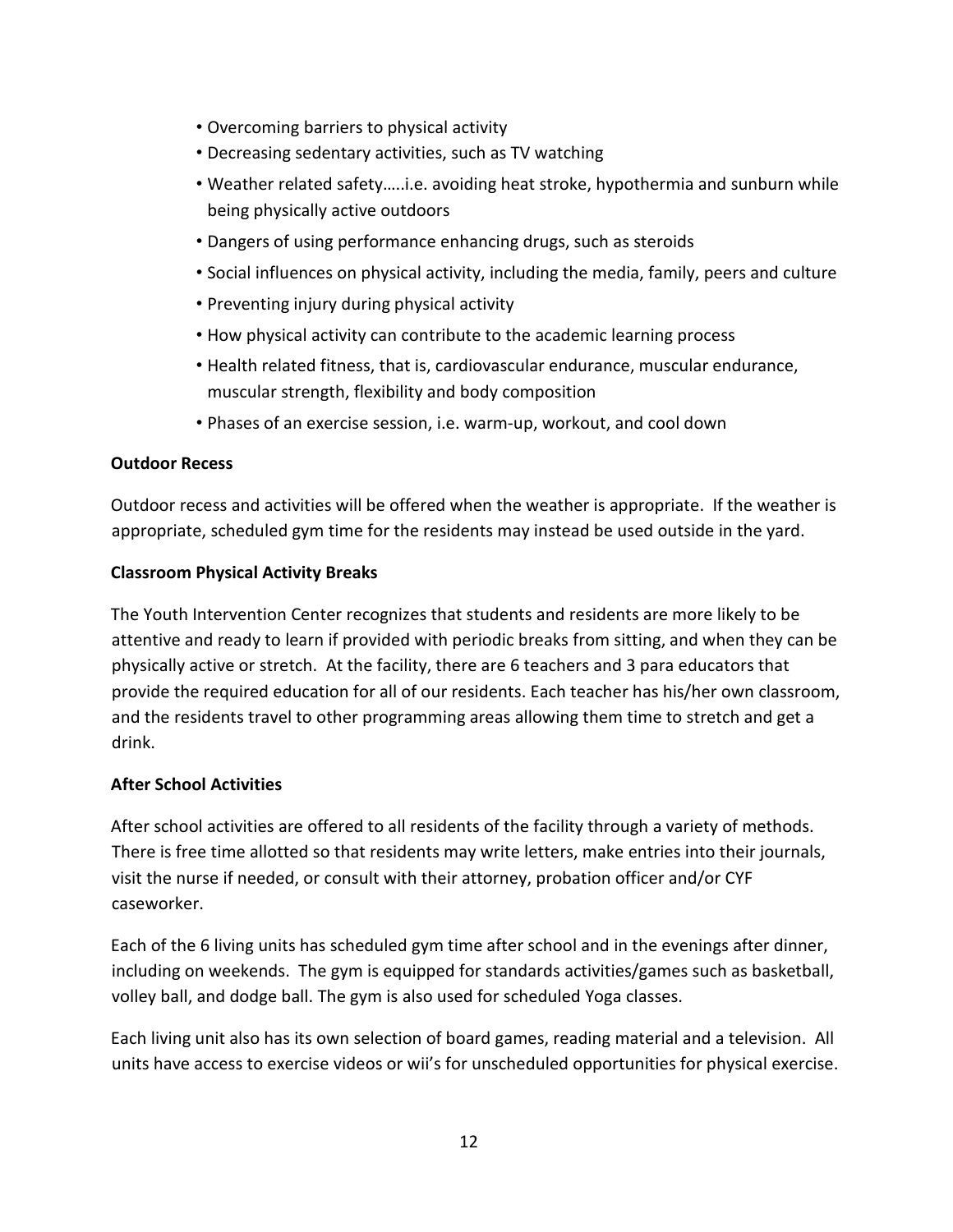- Overcoming barriers to physical activity
- Decreasing sedentary activities, such as TV watching
- Weather related safety…..i.e. avoiding heat stroke, hypothermia and sunburn while being physically active outdoors
- Dangers of using performance enhancing drugs, such as steroids
- Social influences on physical activity, including the media, family, peers and culture
- Preventing injury during physical activity
- How physical activity can contribute to the academic learning process
- Health related fitness, that is, cardiovascular endurance, muscular endurance, muscular strength, flexibility and body composition
- Phases of an exercise session, i.e. warm-up, workout, and cool down

**Outdoor Recess**

Outdoor recess and activities will be offered when the weather is appropriate. If the weather is appropriate, scheduled gym time for the residents may instead be used outside in the yard.

**Classroom Physical Activity Breaks**

The Youth Intervention Center recognizes that students and residents are more likely to be attentive and ready to learn if provided with periodic breaks from sitting, and when they can be physically active or stretch. At the facility, there are 6 teachers and 3 para educators that provide the required education for all of our residents. Each teacher has his/her own classroom, and the residents travel to other programming areas allowing them time to stretch and get a drink.

**After School Activities**

After school activities are offered to all residents of the facility through a variety of methods. There is free time allotted so that residents may write letters, make entries into their journals, visit the nurse if needed, or consult with their attorney, probation officer and/or CYF caseworker.

Each of the 6 living units has scheduled gym time after school and in the evenings after dinner, including on weekends. The gym is equipped for standards activities/games such as basketball, volley ball, and dodge ball. The gym is also used for scheduled Yoga classes.

Each living unit also has its own selection of board games, reading material and a television. All units have access to exercise videos or wii's for unscheduled opportunities for physical exercise.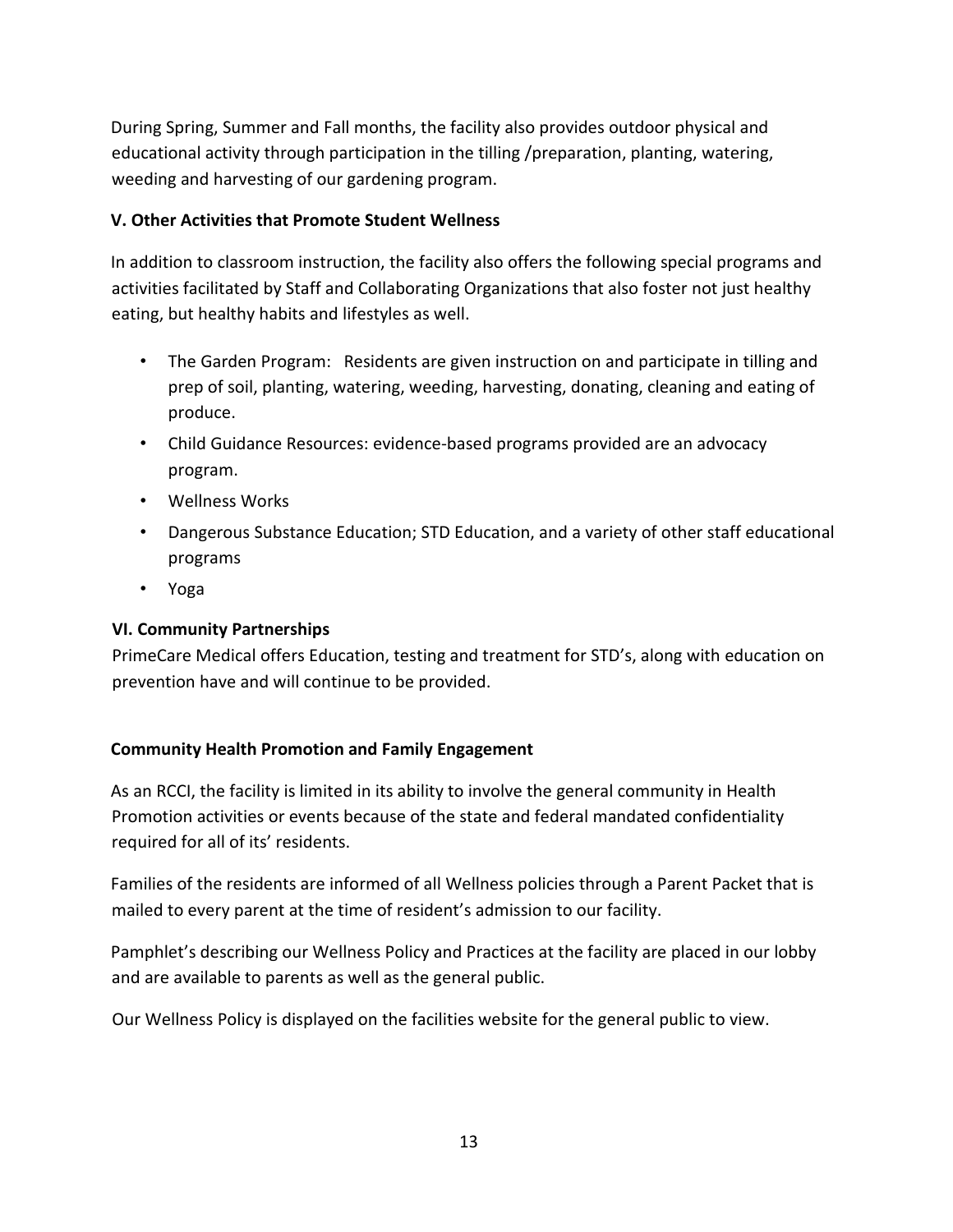During Spring, Summer and Fall months, the facility also provides outdoor physical and educational activity through participation in the tilling /preparation, planting, watering, weeding and harvesting of our gardening program.

**V. Other Activities that Promote Student Wellness**

In addition to classroom instruction, the facility also offers the following special programs and activities facilitated by Staff and Collaborating Organizations that also foster not just healthy eating, but healthy habits and lifestyles as well.

- The Garden Program: Residents are given instruction on and participate in tilling and prep of soil, planting, watering, weeding, harvesting, donating, cleaning and eating of produce.
- Child Guidance Resources: evidence-based programs provided are an advocacy program.
- Wellness Works
- Dangerous Substance Education; STD Education, and a variety of other staff educational programs
- Yoga

**VI. Community Partnerships**

PrimeCare Medical offers Education, testing and treatment for STD's, along with education on prevention have and will continue to be provided.

**Community Health Promotion and Family Engagement**

As an RCCI, the facility is limited in its ability to involve the general community in Health Promotion activities or events because of the state and federal mandated confidentiality required for all of its' residents.

Families of the residents are informed of all Wellness policies through a Parent Packet that is mailed to every parent at the time of resident's admission to our facility.

Pamphlet's describing our Wellness Policy and Practices at the facility are placed in our lobby and are available to parents as well as the general public.

Our Wellness Policy is displayed on the facilities website for the general public to view.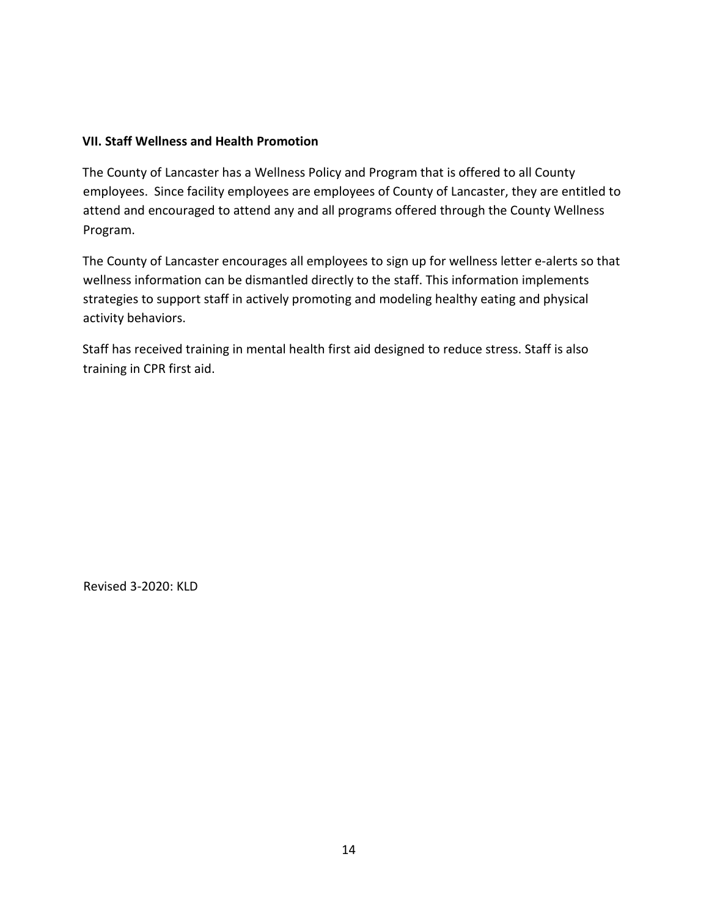**VII. Staff Wellness and Health Promotion**

The County of Lancaster has a Wellness Policy and Program that is offered to all County employees. Since facility employees are employees of County of Lancaster, they are entitled to attend and encouraged to attend any and all programs offered through the County Wellness Program.

The County of Lancaster encourages all employees to sign up for wellness letter e-alerts so that wellness information can be dismantled directly to the staff. This information implements strategies to support staff in actively promoting and modeling healthy eating and physical activity behaviors.

Staff has received training in mental health first aid designed to reduce stress. Staff is also training in CPR first aid.

Revised 3-2020: KLD